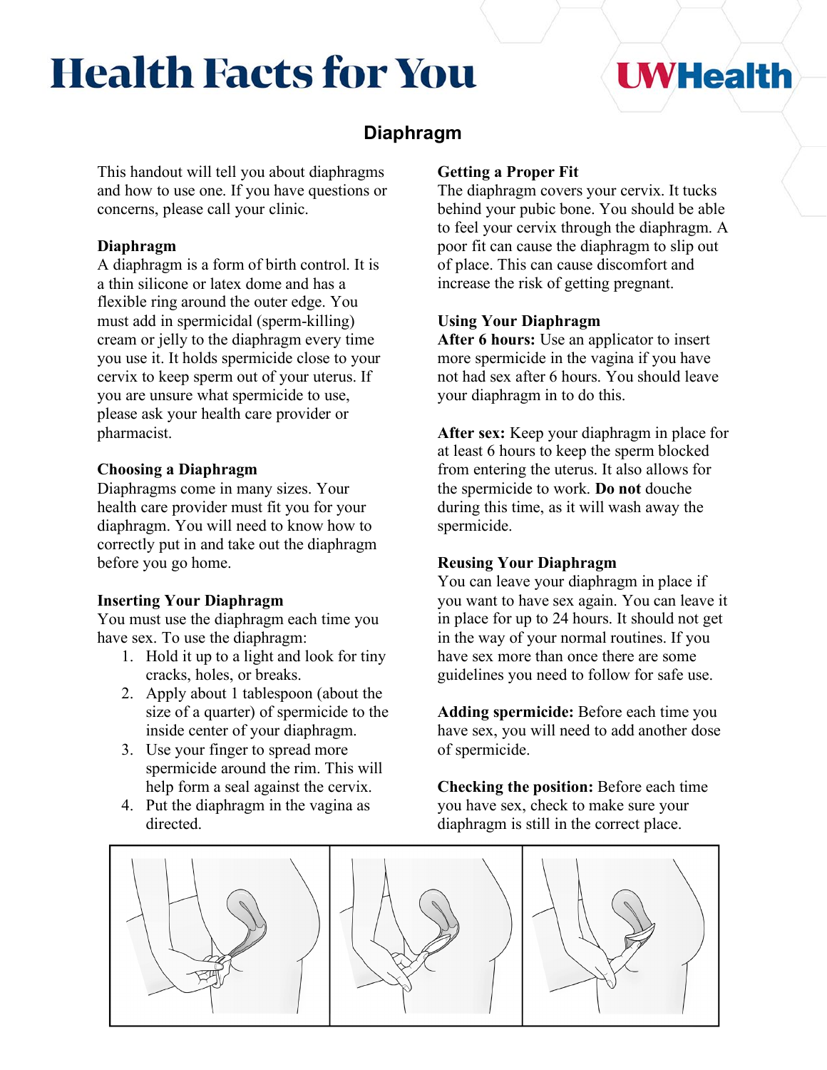# Health Facts for You

## Diaphragm

This handout will tell you about diaphragms and how to use one. If you have questions or concerns, please call your clinic.

### Diaphragm

A diaphragm is a form of birth control. It is a thin silicone or latex dome and has a flexible ring around the outer edge. You must add in spermicidal (sperm-killing) cream or jelly to the diaphragm every time you use it. It holds spermicide close to your cervix to keep sperm out of your uterus. If you are unsure what spermicide to use, please ask your health care provider or pharmacist.

### Choosing a Diaphragm

Diaphragms come in many sizes. Your health care provider must fit you for your diaphragm. You will need to know how to correctly put in and take out the diaphragm before you go home.

### Inserting Your Diaphragm

You must use the diaphragm each time you have sex. To use the diaphragm:

1. Hold it up to a light and look for tiny cracks, holes, or breaks.
2. Apply about 1 tablespoon (about the size of a quarter) of spermicide to the inside center of your diaphragm.
3. Use your finger to spread more spermicide around the rim. This will help form a seal against the cervix.
4. Put the diaphragm in the vagina as directed.

### Getting a Proper Fit

The diaphragm covers your cervix. It tucks behind your pubic bone. You should be able to feel your cervix through the diaphragm. A poor fit can cause the diaphragm to slip out of place. This can cause discomfort and increase the risk of getting pregnant.

### Using Your Diaphragm

**After 6 hours:** Use an applicator to insert more spermicide in the vagina if you have not had sex after 6 hours. You should leave your diaphragm in to do this.

**After sex:** Keep your diaphragm in place for at least 6 hours to keep the sperm blocked from entering the uterus. It also allows for the spermicide to work. **Do not** douche during this time, as it will wash away the spermicide.

### Reusing Your Diaphragm

You can leave your diaphragm in place if you want to have sex again. You can leave it in place for up to 24 hours. It should not get in the way of your normal routines. If you have sex more than once there are some guidelines you need to follow for safe use.

**Adding spermicide:** Before each time you have sex, you will need to add another dose of spermicide.

**Checking the position:** Before each time you have sex, check to make sure your diaphragm is still in the correct place.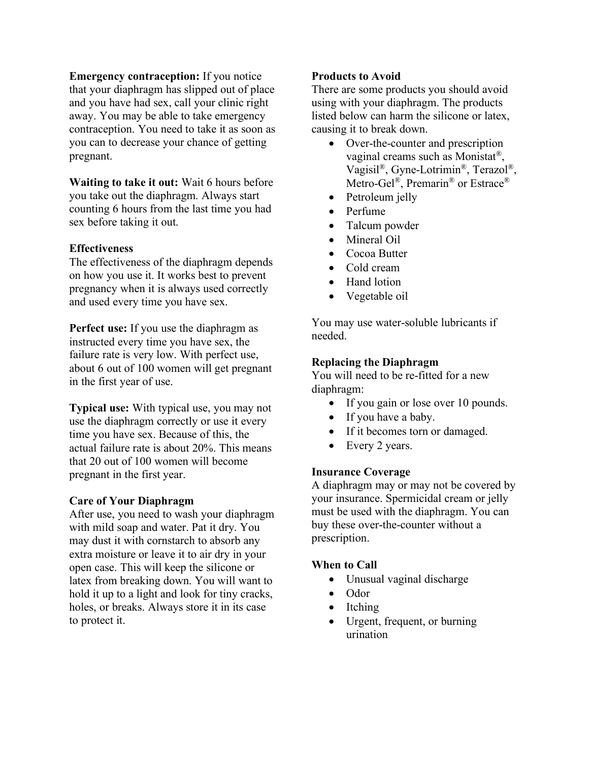**Emergency contraception:** If you notice that your diaphragm has slipped out of place and you have had sex, call your clinic right away. You may be able to take emergency contraception. You need to take it as soon as you can to decrease your chance of getting pregnant.

**Waiting to take it out:** Wait 6 hours before you take out the diaphragm. Always start counting 6 hours from the last time you had sex before taking it out.

**Effectiveness**

The effectiveness of the diaphragm depends on how you use it. It works best to prevent pregnancy when it is always used correctly and used every time you have sex.

**Perfect use:** If you use the diaphragm as instructed every time you have sex, the failure rate is very low. With perfect use, about 6 out of 100 women will get pregnant in the first year of use.

**Typical use:** With typical use, you may not use the diaphragm correctly or use it every time you have sex. Because of this, the actual failure rate is about 20%. This means that 20 out of 100 women will become pregnant in the first year.

**Care of Your Diaphragm**

After use, you need to wash your diaphragm with mild soap and water. Pat it dry. You may dust it with cornstarch to absorb any extra moisture or leave it to air dry in your open case. This will keep the silicone or latex from breaking down. You will want to hold it up to a light and look for tiny cracks, holes, or breaks. Always store it in its case to protect it.

**Products to Avoid**

There are some products you should avoid using with your diaphragm. The products listed below can harm the silicone or latex, causing it to break down.

- Over-the-counter and prescription vaginal creams such as Monistat®, Vagisil®, Gyne-Lotrimin®, Terazol®, Metro-Gel®, Premarin® or Estrace®
- Petroleum jelly
- Perfume
- Talcum powder
- Mineral Oil
- Cocoa Butter
- Cold cream
- Hand lotion
- Vegetable oil

You may use water-soluble lubricants if needed.

**Replacing the Diaphragm**

You will need to be re-fitted for a new diaphragm:

- If you gain or lose over 10 pounds.
- If you have a baby.
- If it becomes torn or damaged.
- Every 2 years.

**Insurance Coverage**

A diaphragm may or may not be covered by your insurance. Spermicidal cream or jelly must be used with the diaphragm. You can buy these over-the-counter without a prescription.

**When to Call**

- Unusual vaginal discharge
- Odor
- Itching
- Urgent, frequent, or burning urination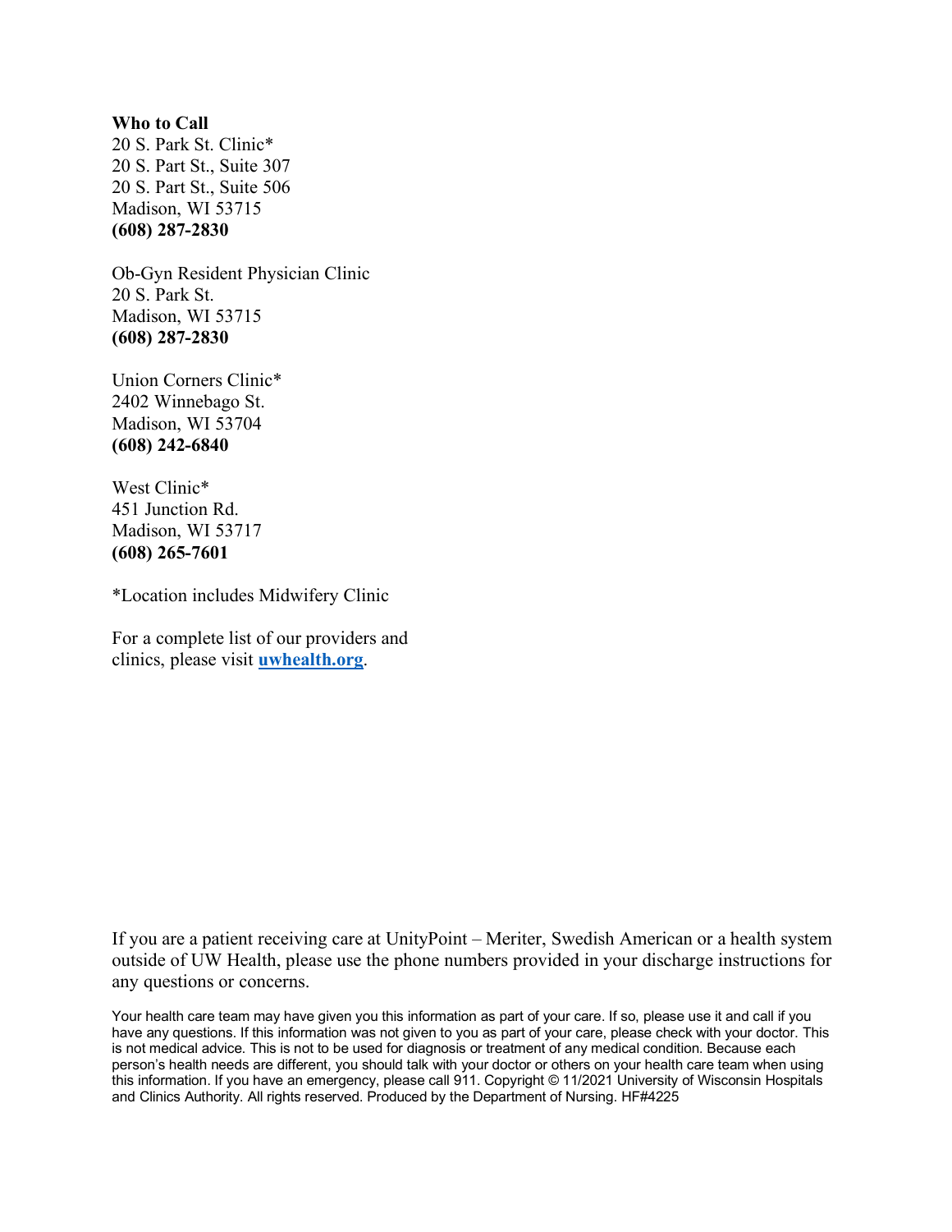**Who to Call**
20 S. Park St. Clinic*
20 S. Part St., Suite 307
20 S. Part St., Suite 506
Madison, WI 53715
**(608) 287-2830**

Ob-Gyn Resident Physician Clinic
20 S. Park St.
Madison, WI 53715
**(608) 287-2830**

Union Corners Clinic*
2402 Winnebago St.
Madison, WI 53704
**(608) 242-6840**

West Clinic*
451 Junction Rd.
Madison, WI 53717
**(608) 265-7601**

*Location includes Midwifery Clinic

For a complete list of our providers and clinics, please visit **uwhealth.org**.

If you are a patient receiving care at UnityPoint – Meriter, Swedish American or a health system outside of UW Health, please use the phone numbers provided in your discharge instructions for any questions or concerns.

Your health care team may have given you this information as part of your care. If so, please use it and call if you have any questions. If this information was not given to you as part of your care, please check with your doctor. This is not medical advice. This is not to be used for diagnosis or treatment of any medical condition. Because each person's health needs are different, you should talk with your doctor or others on your health care team when using this information. If you have an emergency, please call 911. Copyright © 11/2021 University of Wisconsin Hospitals and Clinics Authority. All rights reserved. Produced by the Department of Nursing. HF#4225